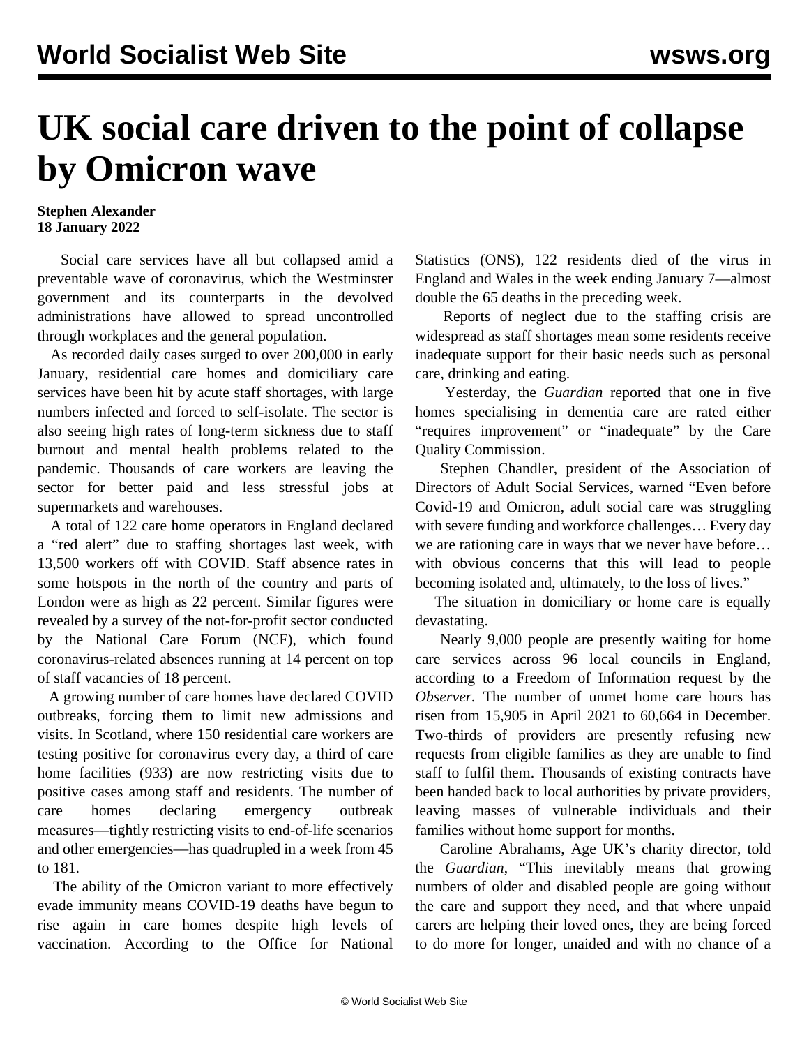# UK social care driven to the point of collapse by Omicron wave

**Stephen Alexander**
**18 January 2022**

Social care services have all but collapsed amid a preventable wave of coronavirus, which the Westminster government and its counterparts in the devolved administrations have allowed to spread uncontrolled through workplaces and the general population.

As recorded daily cases surged to over 200,000 in early January, residential care homes and domiciliary care services have been hit by acute staff shortages, with large numbers infected and forced to self-isolate. The sector is also seeing high rates of long-term sickness due to staff burnout and mental health problems related to the pandemic. Thousands of care workers are leaving the sector for better paid and less stressful jobs at supermarkets and warehouses.

A total of 122 care home operators in England declared a "red alert" due to staffing shortages last week, with 13,500 workers off with COVID. Staff absence rates in some hotspots in the north of the country and parts of London were as high as 22 percent. Similar figures were revealed by a survey of the not-for-profit sector conducted by the National Care Forum (NCF), which found coronavirus-related absences running at 14 percent on top of staff vacancies of 18 percent.

A growing number of care homes have declared COVID outbreaks, forcing them to limit new admissions and visits. In Scotland, where 150 residential care workers are testing positive for coronavirus every day, a third of care home facilities (933) are now restricting visits due to positive cases among staff and residents. The number of care homes declaring emergency outbreak measures—tightly restricting visits to end-of-life scenarios and other emergencies—has quadrupled in a week from 45 to 181.

The ability of the Omicron variant to more effectively evade immunity means COVID-19 deaths have begun to rise again in care homes despite high levels of vaccination. According to the Office for National Statistics (ONS), 122 residents died of the virus in England and Wales in the week ending January 7—almost double the 65 deaths in the preceding week.

Reports of neglect due to the staffing crisis are widespread as staff shortages mean some residents receive inadequate support for their basic needs such as personal care, drinking and eating.

Yesterday, the *Guardian* reported that one in five homes specialising in dementia care are rated either "requires improvement" or "inadequate" by the Care Quality Commission.

Stephen Chandler, president of the Association of Directors of Adult Social Services, warned "Even before Covid-19 and Omicron, adult social care was struggling with severe funding and workforce challenges… Every day we are rationing care in ways that we never have before… with obvious concerns that this will lead to people becoming isolated and, ultimately, to the loss of lives."

The situation in domiciliary or home care is equally devastating.

Nearly 9,000 people are presently waiting for home care services across 96 local councils in England, according to a Freedom of Information request by the *Observer.* The number of unmet home care hours has risen from 15,905 in April 2021 to 60,664 in December. Two-thirds of providers are presently refusing new requests from eligible families as they are unable to find staff to fulfil them. Thousands of existing contracts have been handed back to local authorities by private providers, leaving masses of vulnerable individuals and their families without home support for months.

Caroline Abrahams, Age UK's charity director, told the *Guardian*, "This inevitably means that growing numbers of older and disabled people are going without the care and support they need, and that where unpaid carers are helping their loved ones, they are being forced to do more for longer, unaided and with no chance of a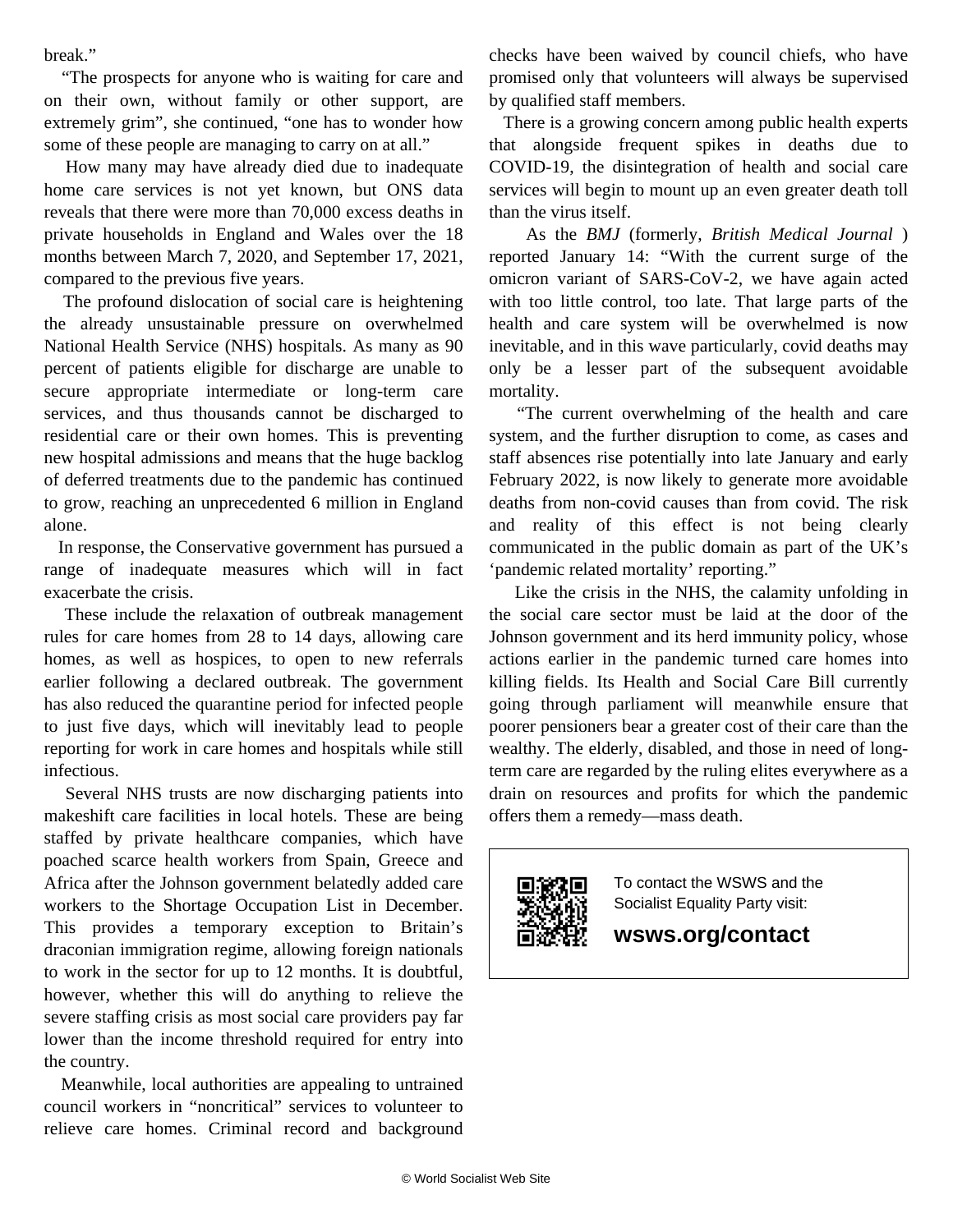break."

"The prospects for anyone who is waiting for care and on their own, without family or other support, are extremely grim", she continued, "one has to wonder how some of these people are managing to carry on at all."

How many may have already died due to inadequate home care services is not yet known, but ONS data reveals that there were more than 70,000 excess deaths in private households in England and Wales over the 18 months between March 7, 2020, and September 17, 2021, compared to the previous five years.

The profound dislocation of social care is heightening the already unsustainable pressure on overwhelmed National Health Service (NHS) hospitals. As many as 90 percent of patients eligible for discharge are unable to secure appropriate intermediate or long-term care services, and thus thousands cannot be discharged to residential care or their own homes. This is preventing new hospital admissions and means that the huge backlog of deferred treatments due to the pandemic has continued to grow, reaching an unprecedented 6 million in England alone.

In response, the Conservative government has pursued a range of inadequate measures which will in fact exacerbate the crisis.

These include the relaxation of outbreak management rules for care homes from 28 to 14 days, allowing care homes, as well as hospices, to open to new referrals earlier following a declared outbreak. The government has also reduced the quarantine period for infected people to just five days, which will inevitably lead to people reporting for work in care homes and hospitals while still infectious.

Several NHS trusts are now discharging patients into makeshift care facilities in local hotels. These are being staffed by private healthcare companies, which have poached scarce health workers from Spain, Greece and Africa after the Johnson government belatedly added care workers to the Shortage Occupation List in December. This provides a temporary exception to Britain's draconian immigration regime, allowing foreign nationals to work in the sector for up to 12 months. It is doubtful, however, whether this will do anything to relieve the severe staffing crisis as most social care providers pay far lower than the income threshold required for entry into the country.

Meanwhile, local authorities are appealing to untrained council workers in "noncritical" services to volunteer to relieve care homes. Criminal record and background checks have been waived by council chiefs, who have promised only that volunteers will always be supervised by qualified staff members.

There is a growing concern among public health experts that alongside frequent spikes in deaths due to COVID-19, the disintegration of health and social care services will begin to mount up an even greater death toll than the virus itself.

As the *BMJ* (formerly, *British Medical Journal* ) reported January 14: "With the current surge of the omicron variant of SARS-CoV-2, we have again acted with too little control, too late. That large parts of the health and care system will be overwhelmed is now inevitable, and in this wave particularly, covid deaths may only be a lesser part of the subsequent avoidable mortality.

"The current overwhelming of the health and care system, and the further disruption to come, as cases and staff absences rise potentially into late January and early February 2022, is now likely to generate more avoidable deaths from non-covid causes than from covid. The risk and reality of this effect is not being clearly communicated in the public domain as part of the UK's 'pandemic related mortality' reporting."

Like the crisis in the NHS, the calamity unfolding in the social care sector must be laid at the door of the Johnson government and its herd immunity policy, whose actions earlier in the pandemic turned care homes into killing fields. Its Health and Social Care Bill currently going through parliament will meanwhile ensure that poorer pensioners bear a greater cost of their care than the wealthy. The elderly, disabled, and those in need of long-term care are regarded by the ruling elites everywhere as a drain on resources and profits for which the pandemic offers them a remedy—mass death.

To contact the WSWS and the Socialist Equality Party visit:

**wsws.org/contact**